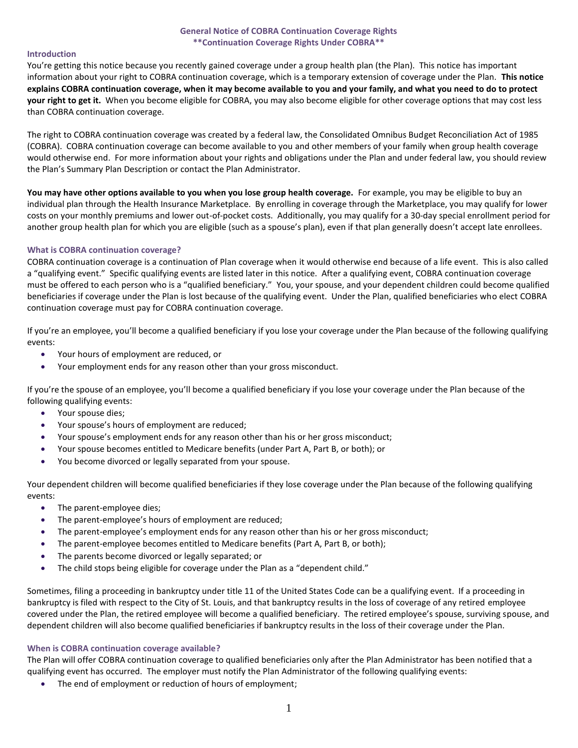# General Notice of COBRA Continuation Coverage Rights
## **Continuation Coverage Rights Under COBRA**

### Introduction

You're getting this notice because you recently gained coverage under a group health plan (the Plan). This notice has important information about your right to COBRA continuation coverage, which is a temporary extension of coverage under the Plan. **This notice explains COBRA continuation coverage, when it may become available to you and your family, and what you need to do to protect your right to get it.** When you become eligible for COBRA, you may also become eligible for other coverage options that may cost less than COBRA continuation coverage.

The right to COBRA continuation coverage was created by a federal law, the Consolidated Omnibus Budget Reconciliation Act of 1985 (COBRA). COBRA continuation coverage can become available to you and other members of your family when group health coverage would otherwise end. For more information about your rights and obligations under the Plan and under federal law, you should review the Plan's Summary Plan Description or contact the Plan Administrator.

**You may have other options available to you when you lose group health coverage.** For example, you may be eligible to buy an individual plan through the Health Insurance Marketplace. By enrolling in coverage through the Marketplace, you may qualify for lower costs on your monthly premiums and lower out-of-pocket costs. Additionally, you may qualify for a 30-day special enrollment period for another group health plan for which you are eligible (such as a spouse's plan), even if that plan generally doesn't accept late enrollees.

### What is COBRA continuation coverage?

COBRA continuation coverage is a continuation of Plan coverage when it would otherwise end because of a life event. This is also called a "qualifying event." Specific qualifying events are listed later in this notice. After a qualifying event, COBRA continuation coverage must be offered to each person who is a "qualified beneficiary." You, your spouse, and your dependent children could become qualified beneficiaries if coverage under the Plan is lost because of the qualifying event. Under the Plan, qualified beneficiaries who elect COBRA continuation coverage must pay for COBRA continuation coverage.

If you're an employee, you'll become a qualified beneficiary if you lose your coverage under the Plan because of the following qualifying events:

- Your hours of employment are reduced, or
- Your employment ends for any reason other than your gross misconduct.

If you're the spouse of an employee, you'll become a qualified beneficiary if you lose your coverage under the Plan because of the following qualifying events:

- Your spouse dies;
- Your spouse's hours of employment are reduced;
- Your spouse's employment ends for any reason other than his or her gross misconduct;
- Your spouse becomes entitled to Medicare benefits (under Part A, Part B, or both); or
- You become divorced or legally separated from your spouse.

Your dependent children will become qualified beneficiaries if they lose coverage under the Plan because of the following qualifying events:

- The parent-employee dies;
- The parent-employee's hours of employment are reduced;
- The parent-employee's employment ends for any reason other than his or her gross misconduct;
- The parent-employee becomes entitled to Medicare benefits (Part A, Part B, or both);
- The parents become divorced or legally separated; or
- The child stops being eligible for coverage under the Plan as a "dependent child."

Sometimes, filing a proceeding in bankruptcy under title 11 of the United States Code can be a qualifying event. If a proceeding in bankruptcy is filed with respect to the City of St. Louis, and that bankruptcy results in the loss of coverage of any retired employee covered under the Plan, the retired employee will become a qualified beneficiary. The retired employee's spouse, surviving spouse, and dependent children will also become qualified beneficiaries if bankruptcy results in the loss of their coverage under the Plan.

### When is COBRA continuation coverage available?

The Plan will offer COBRA continuation coverage to qualified beneficiaries only after the Plan Administrator has been notified that a qualifying event has occurred. The employer must notify the Plan Administrator of the following qualifying events:

- The end of employment or reduction of hours of employment;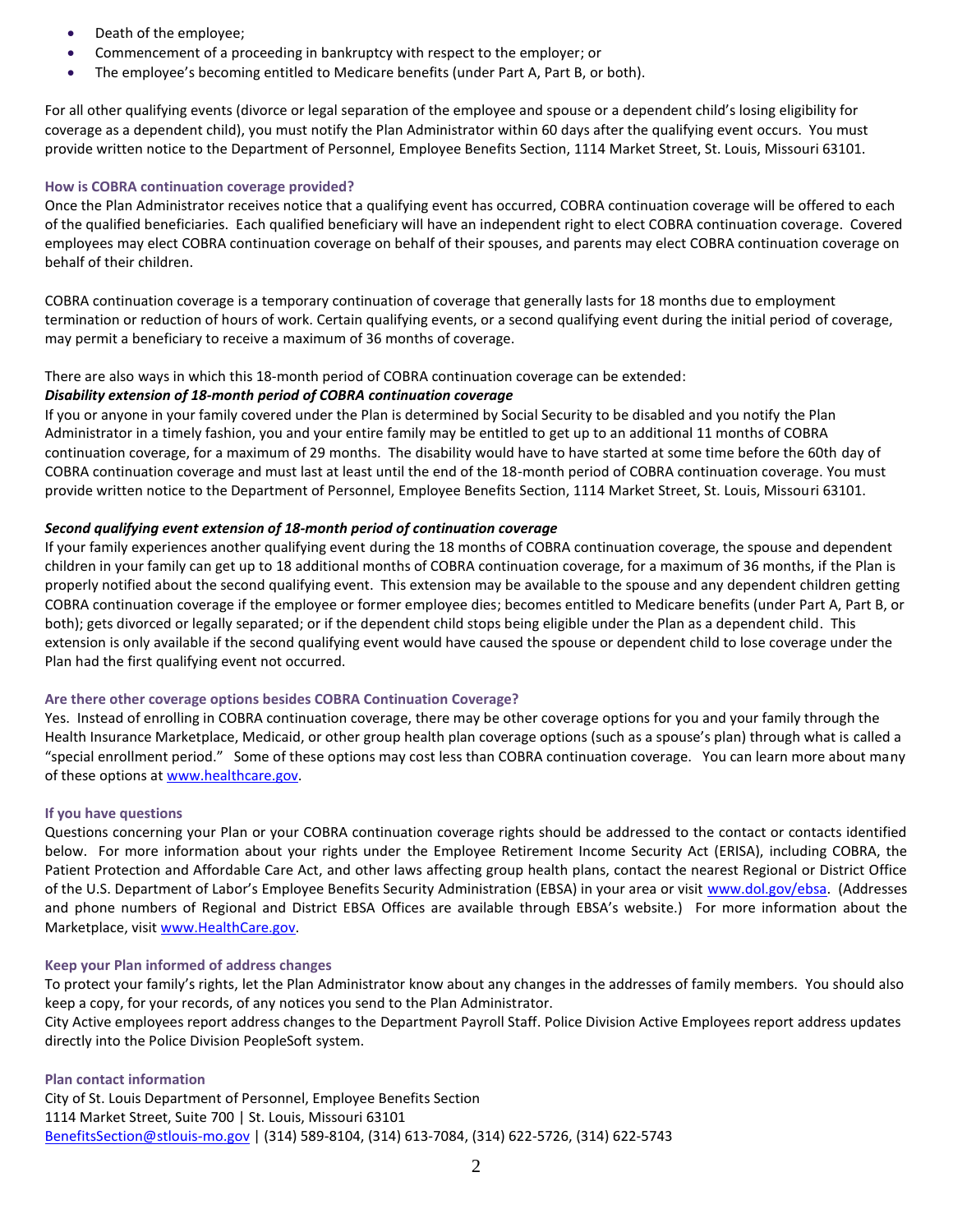- Death of the employee;
- Commencement of a proceeding in bankruptcy with respect to the employer; or
- The employee's becoming entitled to Medicare benefits (under Part A, Part B, or both).

For all other qualifying events (divorce or legal separation of the employee and spouse or a dependent child's losing eligibility for coverage as a dependent child), you must notify the Plan Administrator within 60 days after the qualifying event occurs. You must provide written notice to the Department of Personnel, Employee Benefits Section, 1114 Market Street, St. Louis, Missouri 63101.

### How is COBRA continuation coverage provided?

Once the Plan Administrator receives notice that a qualifying event has occurred, COBRA continuation coverage will be offered to each of the qualified beneficiaries. Each qualified beneficiary will have an independent right to elect COBRA continuation coverage. Covered employees may elect COBRA continuation coverage on behalf of their spouses, and parents may elect COBRA continuation coverage on behalf of their children.

COBRA continuation coverage is a temporary continuation of coverage that generally lasts for 18 months due to employment termination or reduction of hours of work. Certain qualifying events, or a second qualifying event during the initial period of coverage, may permit a beneficiary to receive a maximum of 36 months of coverage.

There are also ways in which this 18-month period of COBRA continuation coverage can be extended:

***Disability extension of 18-month period of COBRA continuation coverage***

If you or anyone in your family covered under the Plan is determined by Social Security to be disabled and you notify the Plan Administrator in a timely fashion, you and your entire family may be entitled to get up to an additional 11 months of COBRA continuation coverage, for a maximum of 29 months. The disability would have to have started at some time before the 60th day of COBRA continuation coverage and must last at least until the end of the 18-month period of COBRA continuation coverage. You must provide written notice to the Department of Personnel, Employee Benefits Section, 1114 Market Street, St. Louis, Missouri 63101.

***Second qualifying event extension of 18-month period of continuation coverage***

If your family experiences another qualifying event during the 18 months of COBRA continuation coverage, the spouse and dependent children in your family can get up to 18 additional months of COBRA continuation coverage, for a maximum of 36 months, if the Plan is properly notified about the second qualifying event. This extension may be available to the spouse and any dependent children getting COBRA continuation coverage if the employee or former employee dies; becomes entitled to Medicare benefits (under Part A, Part B, or both); gets divorced or legally separated; or if the dependent child stops being eligible under the Plan as a dependent child. This extension is only available if the second qualifying event would have caused the spouse or dependent child to lose coverage under the Plan had the first qualifying event not occurred.

### Are there other coverage options besides COBRA Continuation Coverage?

Yes. Instead of enrolling in COBRA continuation coverage, there may be other coverage options for you and your family through the Health Insurance Marketplace, Medicaid, or other group health plan coverage options (such as a spouse's plan) through what is called a "special enrollment period." Some of these options may cost less than COBRA continuation coverage. You can learn more about many of these options at www.healthcare.gov.

### If you have questions

Questions concerning your Plan or your COBRA continuation coverage rights should be addressed to the contact or contacts identified below. For more information about your rights under the Employee Retirement Income Security Act (ERISA), including COBRA, the Patient Protection and Affordable Care Act, and other laws affecting group health plans, contact the nearest Regional or District Office of the U.S. Department of Labor's Employee Benefits Security Administration (EBSA) in your area or visit www.dol.gov/ebsa. (Addresses and phone numbers of Regional and District EBSA Offices are available through EBSA's website.) For more information about the Marketplace, visit www.HealthCare.gov.

### Keep your Plan informed of address changes

To protect your family's rights, let the Plan Administrator know about any changes in the addresses of family members. You should also keep a copy, for your records, of any notices you send to the Plan Administrator.
City Active employees report address changes to the Department Payroll Staff. Police Division Active Employees report address updates directly into the Police Division PeopleSoft system.

### Plan contact information

City of St. Louis Department of Personnel, Employee Benefits Section
1114 Market Street, Suite 700 | St. Louis, Missouri 63101
BenefitsSection@stlouis-mo.gov | (314) 589-8104, (314) 613-7084, (314) 622-5726, (314) 622-5743